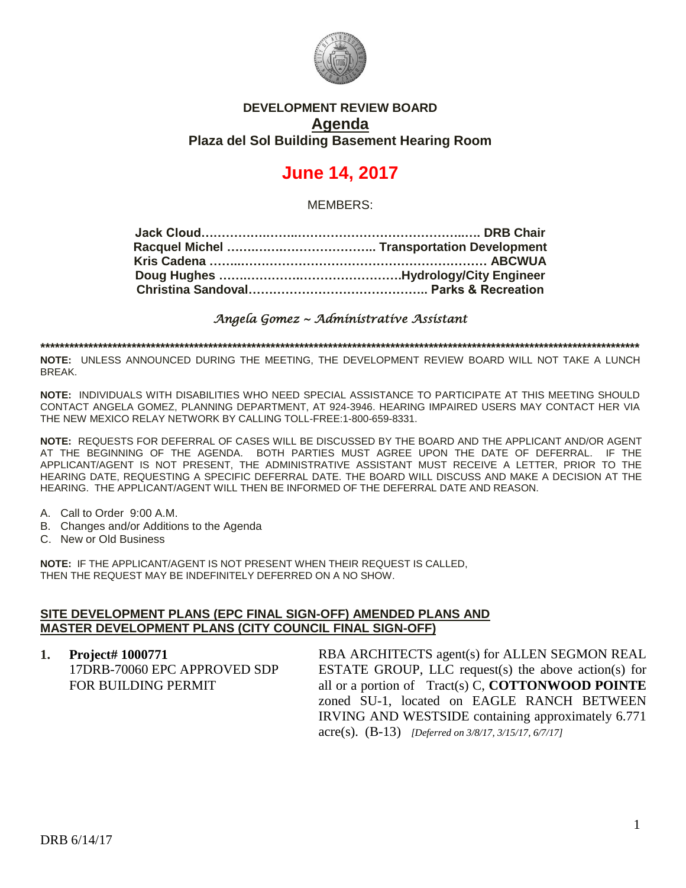**DEVELOPMENT REVIEW BOARD**

**Agenda**

**Plaza del Sol Building Basement Hearing Room**

# June 14, 2017

MEMBERS:

**Jack Cloud……………………………………………………… DRB Chair**
**Racquel Michel ……………………………. Transportation Development**
**Kris Cadena ………………………………………………………… ABCWUA**
**Doug Hughes ……………………………………Hydrology/City Engineer**
**Christina Sandoval…………………………………….. Parks & Recreation**

*Angela Gomez ~ Administrative Assistant*

******************************************************************************************************************************

**NOTE:** UNLESS ANNOUNCED DURING THE MEETING, THE DEVELOPMENT REVIEW BOARD WILL NOT TAKE A LUNCH BREAK.

**NOTE:** INDIVIDUALS WITH DISABILITIES WHO NEED SPECIAL ASSISTANCE TO PARTICIPATE AT THIS MEETING SHOULD CONTACT ANGELA GOMEZ, PLANNING DEPARTMENT, AT 924-3946. HEARING IMPAIRED USERS MAY CONTACT HER VIA THE NEW MEXICO RELAY NETWORK BY CALLING TOLL-FREE:1-800-659-8331.

**NOTE:** REQUESTS FOR DEFERRAL OF CASES WILL BE DISCUSSED BY THE BOARD AND THE APPLICANT AND/OR AGENT AT THE BEGINNING OF THE AGENDA. BOTH PARTIES MUST AGREE UPON THE DATE OF DEFERRAL. IF THE APPLICANT/AGENT IS NOT PRESENT, THE ADMINISTRATIVE ASSISTANT MUST RECEIVE A LETTER, PRIOR TO THE HEARING DATE, REQUESTING A SPECIFIC DEFERRAL DATE. THE BOARD WILL DISCUSS AND MAKE A DECISION AT THE HEARING. THE APPLICANT/AGENT WILL THEN BE INFORMED OF THE DEFERRAL DATE AND REASON.

A. Call to Order 9:00 A.M.
B. Changes and/or Additions to the Agenda
C. New or Old Business

**NOTE:** IF THE APPLICANT/AGENT IS NOT PRESENT WHEN THEIR REQUEST IS CALLED, THEN THE REQUEST MAY BE INDEFINITELY DEFERRED ON A NO SHOW.

## SITE DEVELOPMENT PLANS (EPC FINAL SIGN-OFF) AMENDED PLANS AND MASTER DEVELOPMENT PLANS (CITY COUNCIL FINAL SIGN-OFF)

1. **Project# 1000771**
   17DRB-70060 EPC APPROVED SDP FOR BUILDING PERMIT

   RBA ARCHITECTS agent(s) for ALLEN SEGMON REAL ESTATE GROUP, LLC request(s) the above action(s) for all or a portion of Tract(s) C, **COTTONWOOD POINTE** zoned SU-1, located on EAGLE RANCH BETWEEN IRVING AND WESTSIDE containing approximately 6.771 acre(s). (B-13) *[Deferred on 3/8/17, 3/15/17, 6/7/17]*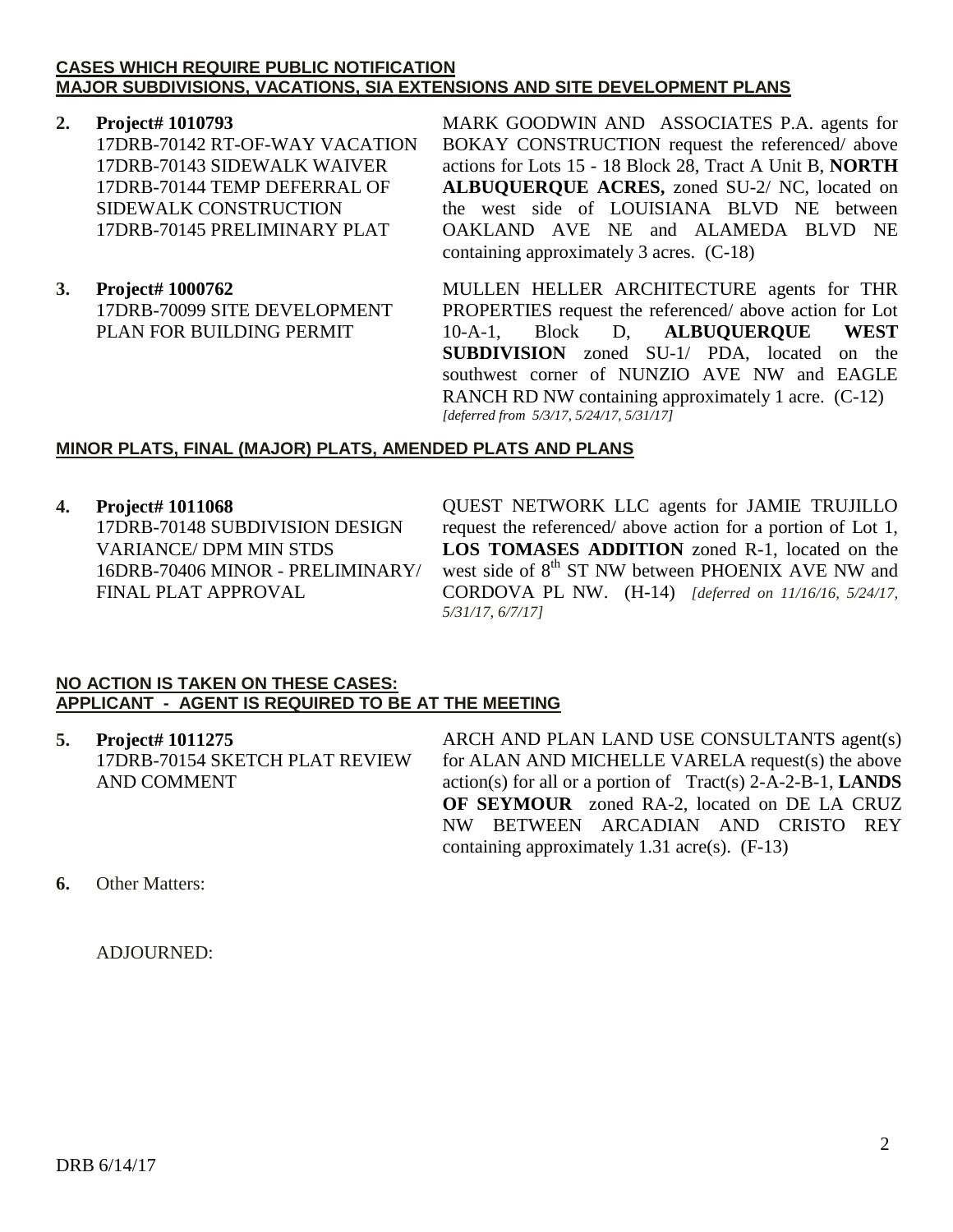**CASES WHICH REQUIRE PUBLIC NOTIFICATION**
**MAJOR SUBDIVISIONS, VACATIONS, SIA EXTENSIONS AND SITE DEVELOPMENT PLANS**

**2. Project# 1010793**
17DRB-70142 RT-OF-WAY VACATION
17DRB-70143 SIDEWALK WAIVER
17DRB-70144 TEMP DEFERRAL OF SIDEWALK CONSTRUCTION
17DRB-70145 PRELIMINARY PLAT

MARK GOODWIN AND ASSOCIATES P.A. agents for BOKAY CONSTRUCTION request the referenced/ above actions for Lots 15 - 18 Block 28, Tract A Unit B, **NORTH ALBUQUERQUE ACRES,** zoned SU-2/ NC, located on the west side of LOUISIANA BLVD NE between OAKLAND AVE NE and ALAMEDA BLVD NE containing approximately 3 acres. (C-18)

**3. Project# 1000762**
17DRB-70099 SITE DEVELOPMENT PLAN FOR BUILDING PERMIT

MULLEN HELLER ARCHITECTURE agents for THR PROPERTIES request the referenced/ above action for Lot 10-A-1, Block D, **ALBUQUERQUE WEST SUBDIVISION** zoned SU-1/ PDA, located on the southwest corner of NUNZIO AVE NW and EAGLE RANCH RD NW containing approximately 1 acre. (C-12) *[deferred from 5/3/17, 5/24/17, 5/31/17]*

**MINOR PLATS, FINAL (MAJOR) PLATS, AMENDED PLATS AND PLANS**

**4. Project# 1011068**
17DRB-70148 SUBDIVISION DESIGN VARIANCE/ DPM MIN STDS
16DRB-70406 MINOR - PRELIMINARY/ FINAL PLAT APPROVAL

QUEST NETWORK LLC agents for JAMIE TRUJILLO request the referenced/ above action for a portion of Lot 1, **LOS TOMASES ADDITION** zoned R-1, located on the west side of 8th ST NW between PHOENIX AVE NW and CORDOVA PL NW. (H-14) *[deferred on 11/16/16, 5/24/17, 5/31/17, 6/7/17]*

**NO ACTION IS TAKEN ON THESE CASES:**
**APPLICANT - AGENT IS REQUIRED TO BE AT THE MEETING**

**5. Project# 1011275**
17DRB-70154 SKETCH PLAT REVIEW AND COMMENT

ARCH AND PLAN LAND USE CONSULTANTS agent(s) for ALAN AND MICHELLE VARELA request(s) the above action(s) for all or a portion of Tract(s) 2-A-2-B-1, **LANDS OF SEYMOUR** zoned RA-2, located on DE LA CRUZ NW BETWEEN ARCADIAN AND CRISTO REY containing approximately 1.31 acre(s). (F-13)

**6.** Other Matters:

ADJOURNED:

DRB 6/14/17